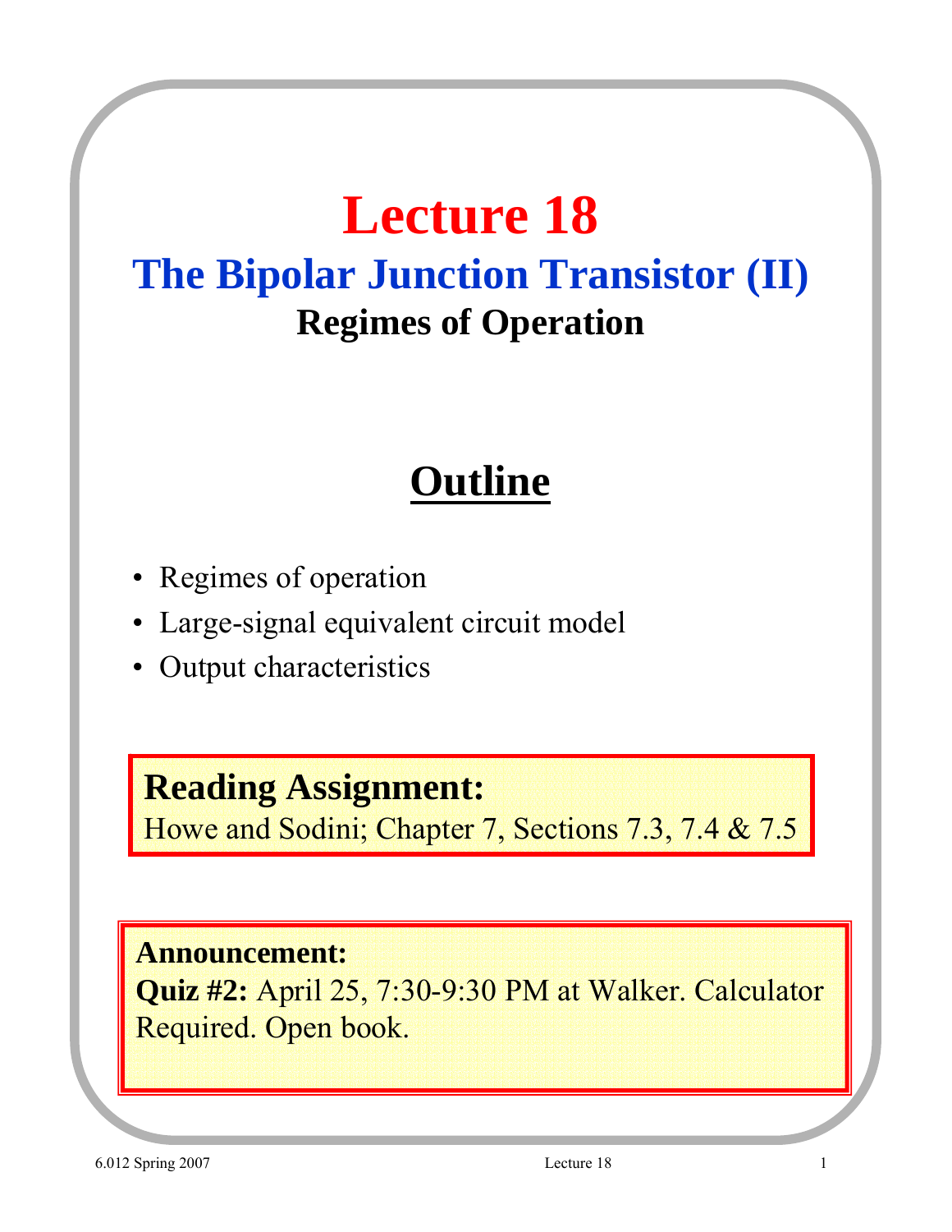# Lecture 18

## The Bipolar Junction Transistor (II)

### Regimes of Operation

## Outline

- Regimes of operation
- Large-signal equivalent circuit model
- Output characteristics

**Reading Assignment:**
Howe and Sodini; Chapter 7, Sections 7.3, 7.4 & 7.5

**Announcement:**
**Quiz #2:** April 25, 7:30-9:30 PM at Walker. Calculator Required. Open book.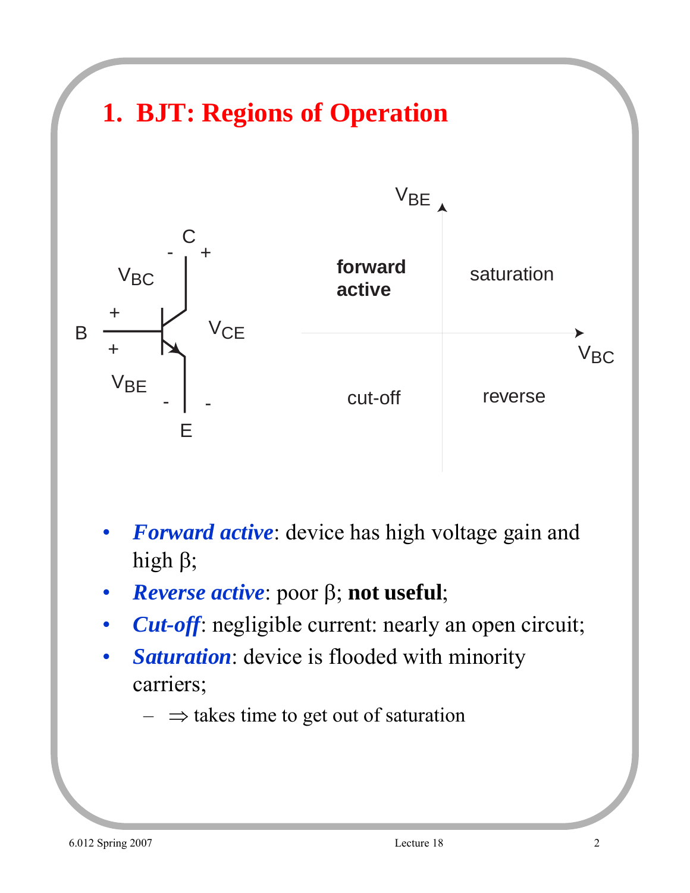# 1. BJT: Regions of Operation

|  | $V_{BC} < 0$ | $V_{BC} > 0$ |
|---|---|---|
| $V_{BE} > 0$ | **forward active** | saturation |
| $V_{BE} < 0$ | cut-off | reverse |

- ***Forward active***: device has high voltage gain and high β;
- ***Reverse active***: poor β; **not useful**;
- ***Cut-off***: negligible current: nearly an open circuit;
- ***Saturation***: device is flooded with minority carriers;
  - ⇒ takes time to get out of saturation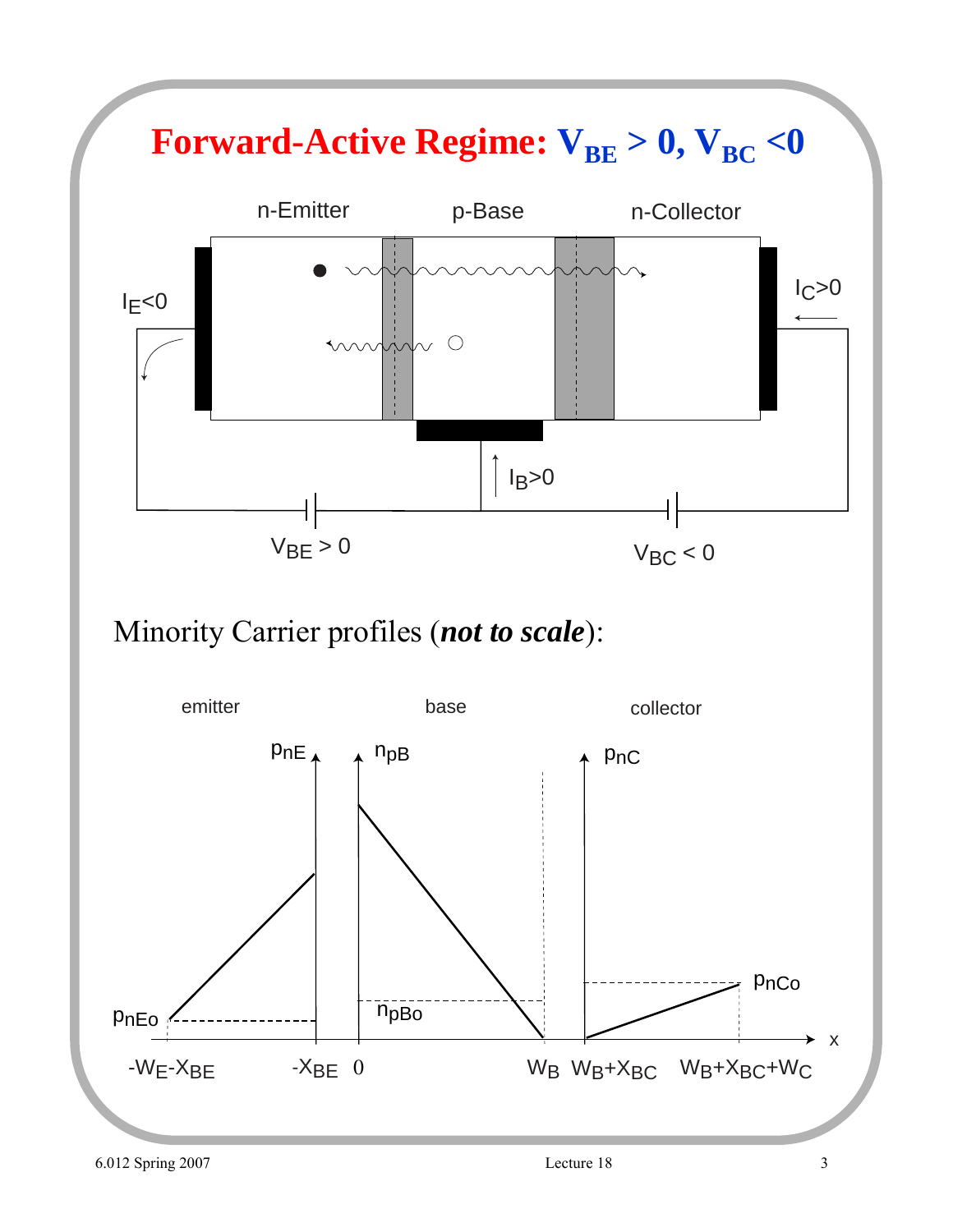# Forward-Active Regime: $V_{BE} > 0$, $V_{BC} < 0$

n-Emitter　　p-Base　　n-Collector

$I_E<0$　　$I_C>0$　　$I_B>0$

$V_{BE} > 0$　　$V_{BC} < 0$

Minority Carrier profiles (***not to scale***):

emitter　　base　　collector

$p_{nE}$　　$n_{pB}$　　$p_{nC}$

$p_{nEo}$　　$n_{pBo}$　　$p_{nCo}$

$-W_E-X_{BE}$　　$-X_{BE}$　　$0$　　$W_B$　　$W_B+X_{BC}$　　$W_B+X_{BC}+W_C$　　$x$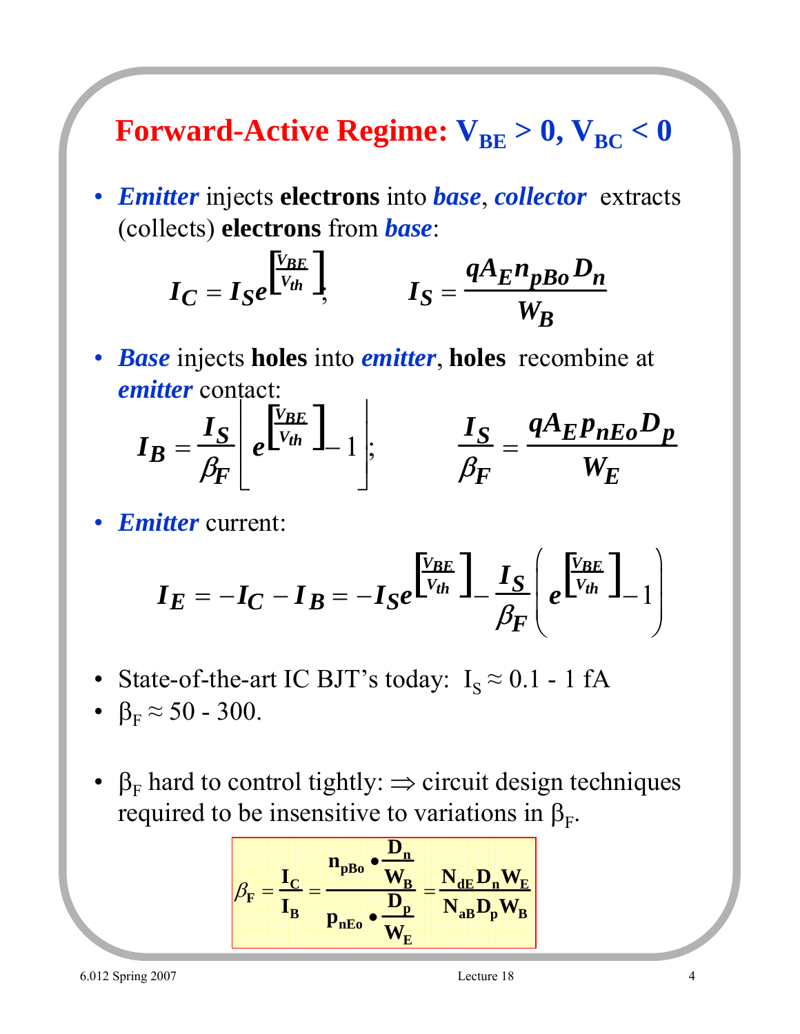# Forward-Active Regime: $V_{BE} > 0$, $V_{BC} < 0$

- ***Emitter*** injects **electrons** into ***base***, ***collector*** extracts (collects) **electrons** from ***base***:

$$I_C = I_S e^{\left[\frac{V_{BE}}{V_{th}}\right]}; \qquad I_S = \frac{q A_E n_{pBo} D_n}{W_B}$$

- ***Base*** injects **holes** into ***emitter***, **holes** recombine at ***emitter*** contact:

$$I_B = \frac{I_S}{\beta_F}\left[e^{\left[\frac{V_{BE}}{V_{th}}\right]} - 1\right]; \qquad \frac{I_S}{\beta_F} = \frac{q A_E p_{nEo} D_p}{W_E}$$

- ***Emitter*** current:

$$I_E = -I_C - I_B = -I_S e^{\left[\frac{V_{BE}}{V_{th}}\right]} - \frac{I_S}{\beta_F}\left(e^{\left[\frac{V_{BE}}{V_{th}}\right]} - 1\right)$$

- State-of-the-art IC BJT's today: $I_S \approx 0.1$ - $1$ fA
- $\beta_F \approx 50$ - $300$.

- $\beta_F$ hard to control tightly: $\Rightarrow$ circuit design techniques required to be insensitive to variations in $\beta_F$.

$$\beta_F = \frac{I_C}{I_B} = \frac{n_{pBo} \bullet \frac{D_n}{W_B}}{p_{nEo} \bullet \frac{D_p}{W_E}} = \frac{N_{dE} D_n W_E}{N_{aB} D_p W_B}$$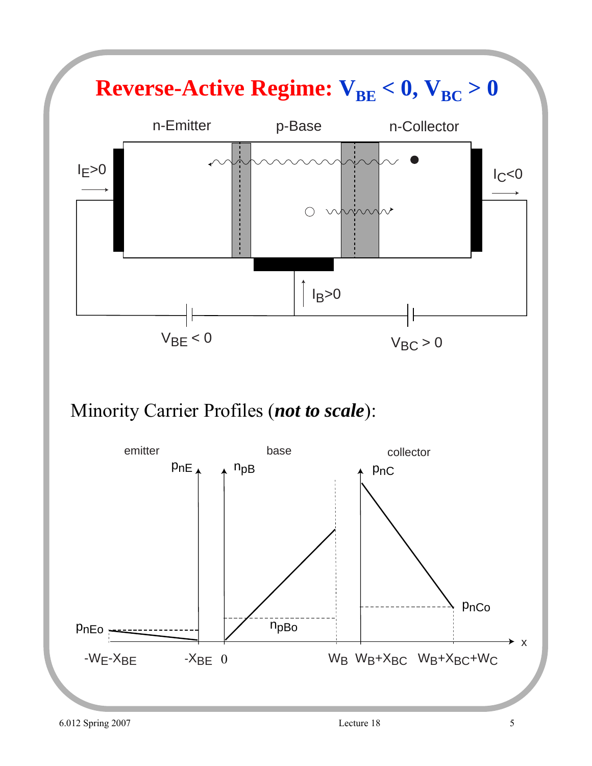# Reverse-Active Regime: $V_{BE} < 0$, $V_{BC} > 0$

n-Emitter p-Base n-Collector

$I_E>0$ $I_C<0$ $I_B>0$

$V_{BE} < 0$ $V_{BC} > 0$

Minority Carrier Profiles (***not to scale***):

emitter base collector

$p_{nE}$ $n_{pB}$ $p_{nC}$

$p_{nEo}$ $n_{pBo}$ $p_{nCo}$

$-W_E-X_{BE}$ $-X_{BE}$ $0$ $W_B$ $W_B+X_{BC}$ $W_B+X_{BC}+W_C$ $x$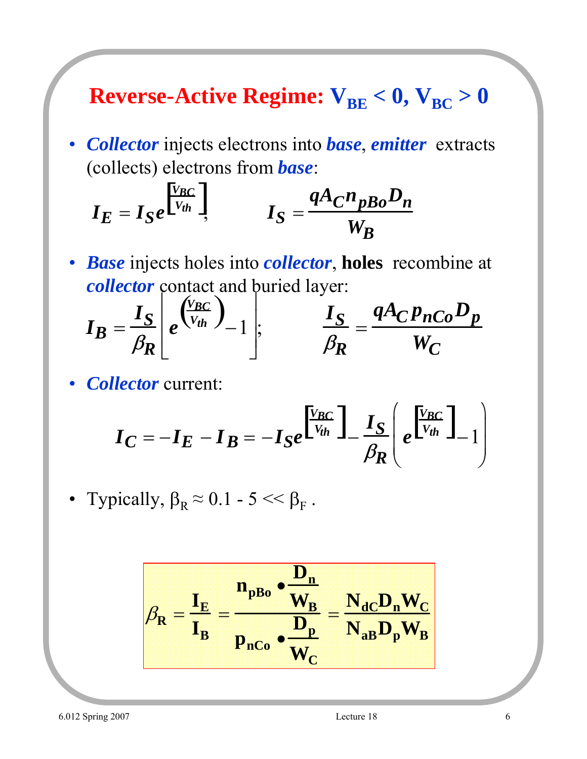# Reverse-Active Regime: $V_{BE} < 0$, $V_{BC} > 0$

- ***Collector*** injects electrons into ***base***, ***emitter*** extracts (collects) electrons from ***base***:

$$I_E = I_S e^{\left[\frac{V_{BC}}{V_{th}}\right]}, \qquad I_S = \frac{qA_C n_{pBo} D_n}{W_B}$$

- ***Base*** injects holes into ***collector***, **holes** recombine at ***collector*** contact and buried layer:

$$I_B = \frac{I_S}{\beta_R}\left[e^{\left(\frac{V_{BC}}{V_{th}}\right)} - 1\right]; \qquad \frac{I_S}{\beta_R} = \frac{qA_C p_{nCo} D_p}{W_C}$$

- ***Collector*** current:

$$I_C = -I_E - I_B = -I_S e^{\left[\frac{V_{BC}}{V_{th}}\right]} - \frac{I_S}{\beta_R}\left(e^{\left[\frac{V_{BC}}{V_{th}}\right]} - 1\right)$$

- Typically, $\beta_R \approx 0.1 - 5 << \beta_F$ .

$$\beta_R = \frac{I_E}{I_B} = \frac{n_{pBo} \bullet \frac{D_n}{W_B}}{p_{nCo} \bullet \frac{D_p}{W_C}} = \frac{N_{dC} D_n W_C}{N_{aB} D_p W_B}$$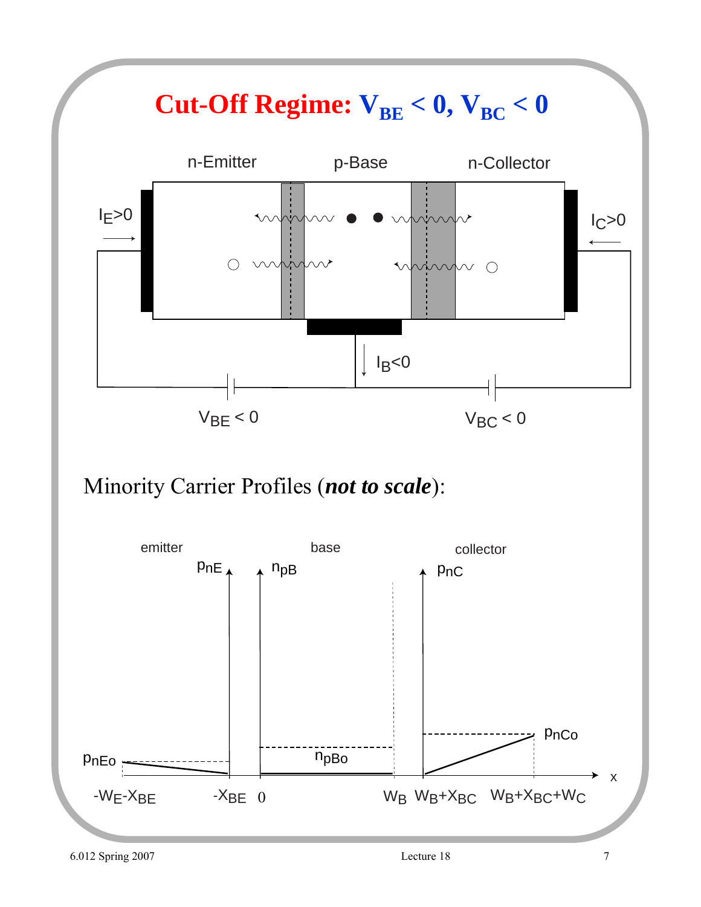# Cut-Off Regime: $V_{BE} < 0$, $V_{BC} < 0$

n-Emitter p-Base n-Collector

$I_E > 0$ $I_C > 0$

$I_B < 0$

$V_{BE} < 0$ $V_{BC} < 0$

Minority Carrier Profiles (***not to scale***):

emitter base collector

$p_{nE}$ $n_{pB}$ $p_{nC}$

$p_{nEo}$ $n_{pBo}$ $p_{nCo}$

$-W_E-X_{BE}$ $-X_{BE}$ $0$ $W_B$ $W_B+X_{BC}$ $W_B+X_{BC}+W_C$ $x$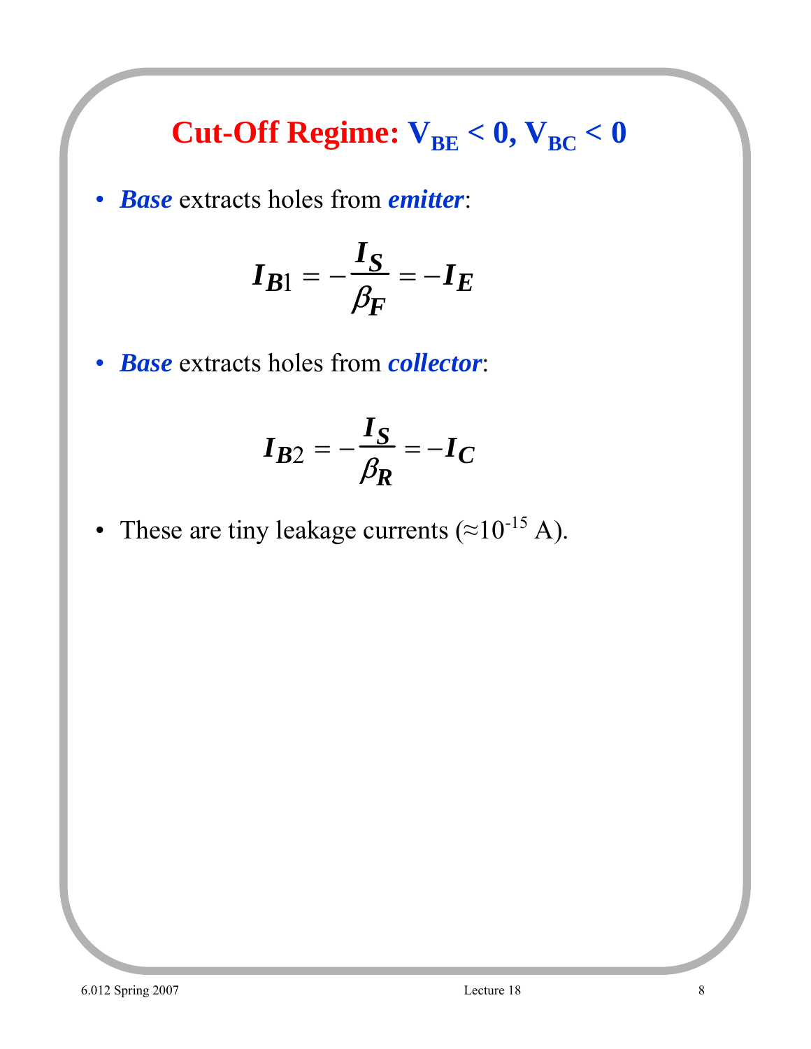# Cut-Off Regime: $V_{BE} < 0$, $V_{BC} < 0$

- ***Base*** extracts holes from ***emitter***:

$$I_{B1} = -\frac{I_S}{\beta_F} = -I_E$$

- ***Base*** extracts holes from ***collector***:

$$I_{B2} = -\frac{I_S}{\beta_R} = -I_C$$

- These are tiny leakage currents ($\approx 10^{-15}$ A).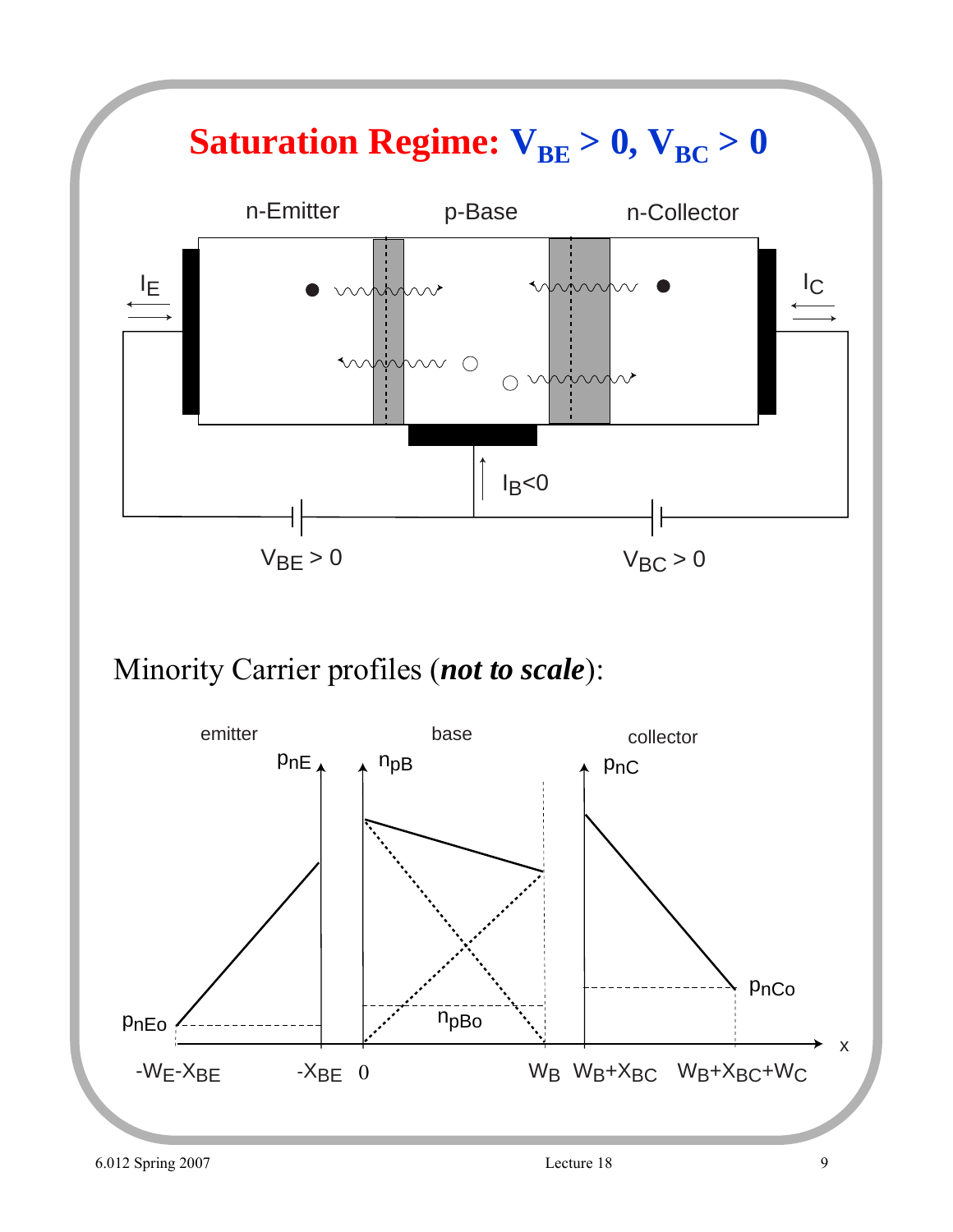# Saturation Regime: $V_{BE} > 0$, $V_{BC} > 0$

n-Emitter p-Base n-Collector

$I_E$ $I_C$

$I_B<0$

$V_{BE} > 0$ $V_{BC} > 0$

Minority Carrier profiles (***not to scale***):

emitter base collector

$p_{nE}$ $n_{pB}$ $p_{nC}$

$p_{nEo}$ $n_{pBo}$ $p_{nCo}$

$-W_E-X_{BE}$ $-X_{BE}$ $0$ $W_B$ $W_B+X_{BC}$ $W_B+X_{BC}+W_C$ $x$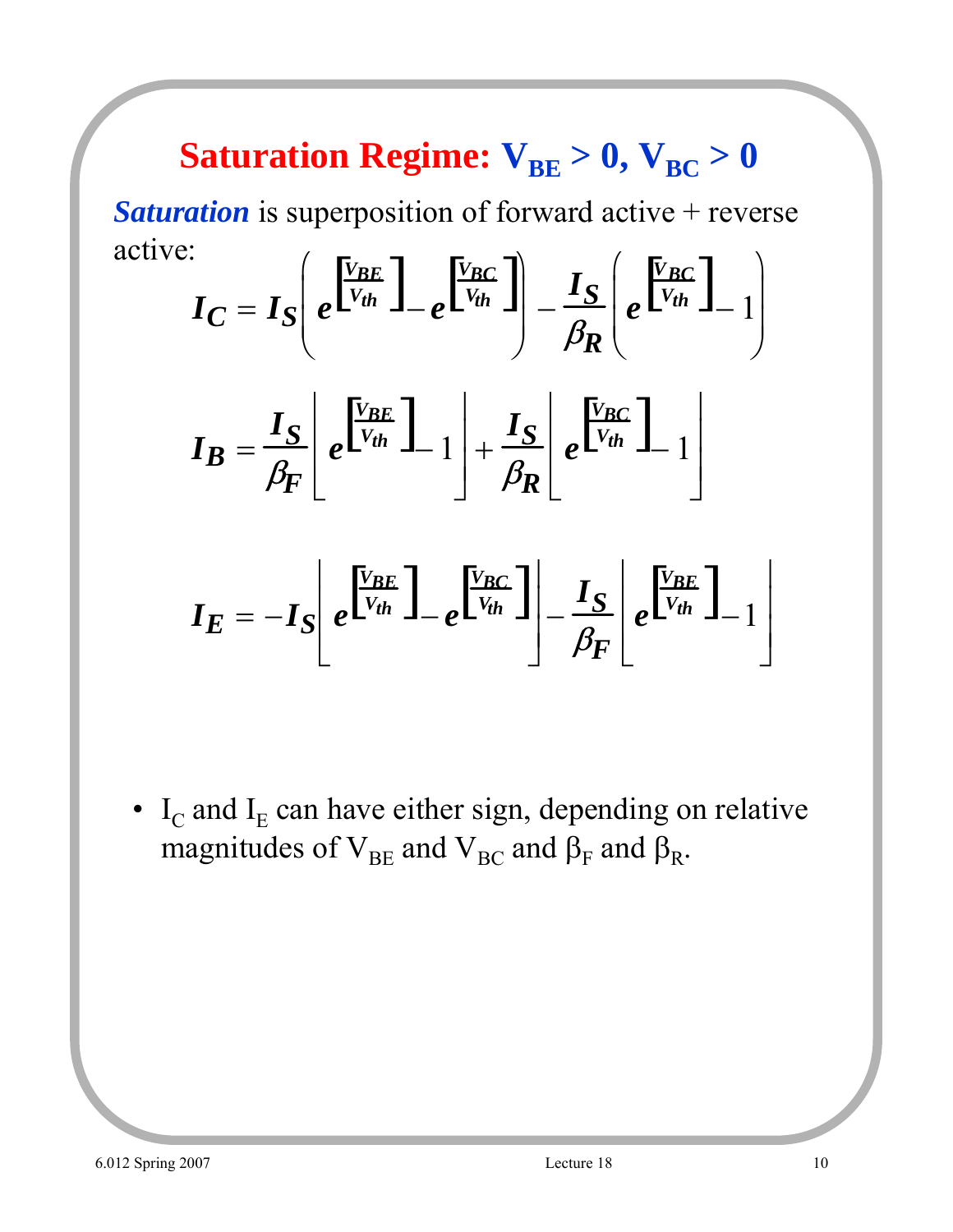# Saturation Regime: $V_{BE} > 0, V_{BC} > 0$

***Saturation*** is superposition of forward active + reverse active:

$$I_C = I_S\left(e^{\left[\frac{V_{BE}}{V_{th}}\right]} - e^{\left[\frac{V_{BC}}{V_{th}}\right]}\right) - \frac{I_S}{\beta_R}\left(e^{\left[\frac{V_{BC}}{V_{th}}\right]} - 1\right)$$

$$I_B = \frac{I_S}{\beta_F}\left[e^{\left[\frac{V_{BE}}{V_{th}}\right]} - 1\right] + \frac{I_S}{\beta_R}\left[e^{\left[\frac{V_{BC}}{V_{th}}\right]} - 1\right]$$

$$I_E = -I_S\left[e^{\left[\frac{V_{BE}}{V_{th}}\right]} - e^{\left[\frac{V_{BC}}{V_{th}}\right]}\right] - \frac{I_S}{\beta_F}\left[e^{\left[\frac{V_{BE}}{V_{th}}\right]} - 1\right]$$

- $I_C$ and $I_E$ can have either sign, depending on relative magnitudes of $V_{BE}$ and $V_{BC}$ and $\beta_F$ and $\beta_R$.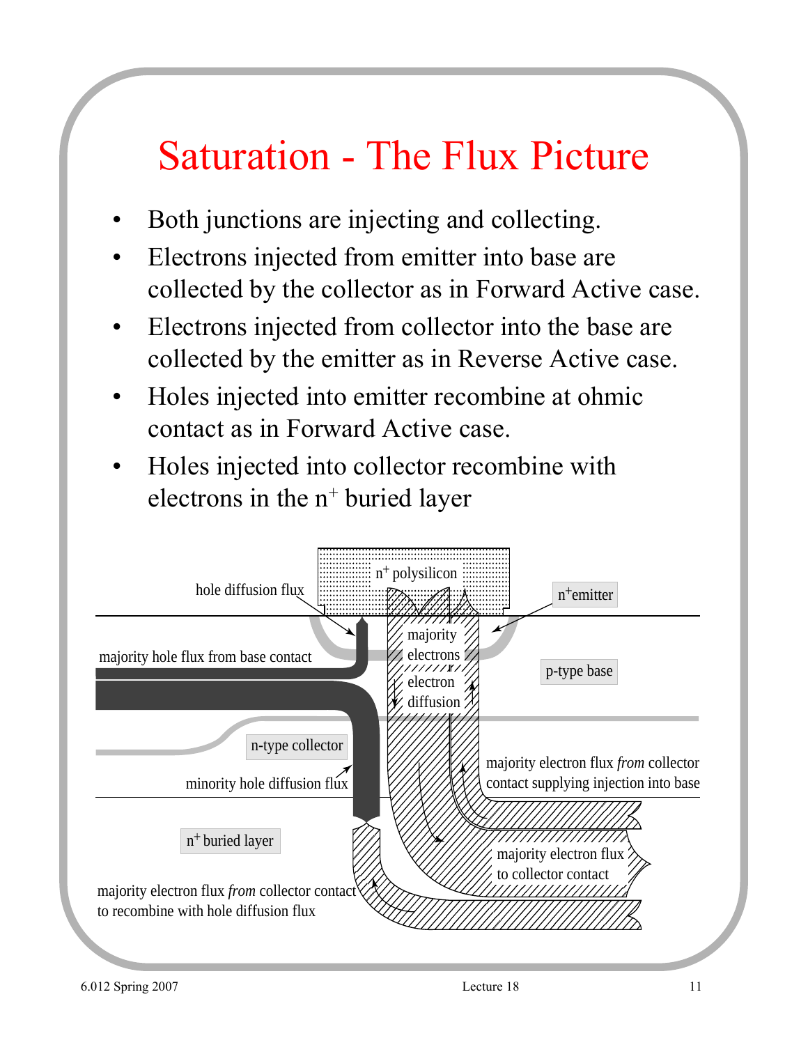# Saturation - The Flux Picture

- Both junctions are injecting and collecting.
- Electrons injected from emitter into base are collected by the collector as in Forward Active case.
- Electrons injected from collector into the base are collected by the emitter as in Reverse Active case.
- Holes injected into emitter recombine at ohmic contact as in Forward Active case.
- Holes injected into collector recombine with electrons in the $n^+$ buried layer

n+ polysilicon

hole diffusion flux

n+emitter

majority electrons

majority hole flux from base contact

electron diffusion

p-type base

n-type collector

majority electron flux *from* collector contact supplying injection into base

minority hole diffusion flux

n+ buried layer

majority electron flux to collector contact

majority electron flux *from* collector contact to recombine with hole diffusion flux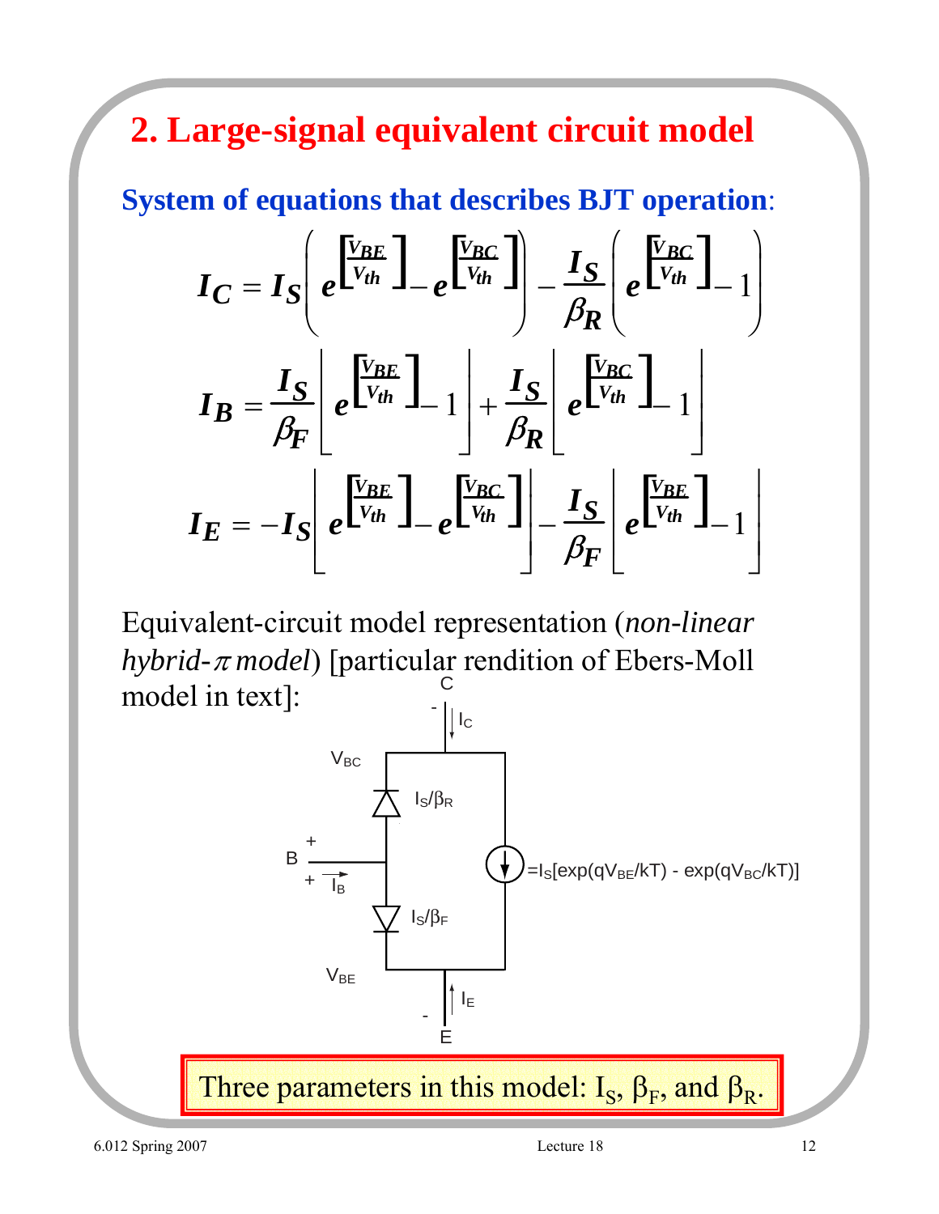## 2. Large-signal equivalent circuit model

**System of equations that describes BJT operation:**

$$I_C = I_S\left(e^{\left[\frac{V_{BE}}{V_{th}}\right]} - e^{\left[\frac{V_{BC}}{V_{th}}\right]}\right) - \frac{I_S}{\beta_R}\left(e^{\left[\frac{V_{BC}}{V_{th}}\right]} - 1\right)$$

$$I_B = \frac{I_S}{\beta_F}\left[e^{\left[\frac{V_{BE}}{V_{th}}\right]} - 1\right] + \frac{I_S}{\beta_R}\left[e^{\left[\frac{V_{BC}}{V_{th}}\right]} - 1\right]$$

$$I_E = -I_S\left[e^{\left[\frac{V_{BE}}{V_{th}}\right]} - e^{\left[\frac{V_{BC}}{V_{th}}\right]}\right] - \frac{I_S}{\beta_F}\left[e^{\left[\frac{V_{BE}}{V_{th}}\right]} - 1\right]$$

Equivalent-circuit model representation (*non-linear hybrid-$\pi$ model*) [particular rendition of Ebers-Moll model in text]:

C, $I_C$, $V_{BC}$, $I_S/\beta_R$, B, $I_B$, $I_S/\beta_F$, $V_{BE}$, $I_E$, E

$=I_S[\exp(qV_{BE}/kT) - \exp(qV_{BC}/kT)]$

Three parameters in this model: $I_S$, $\beta_F$, and $\beta_R$.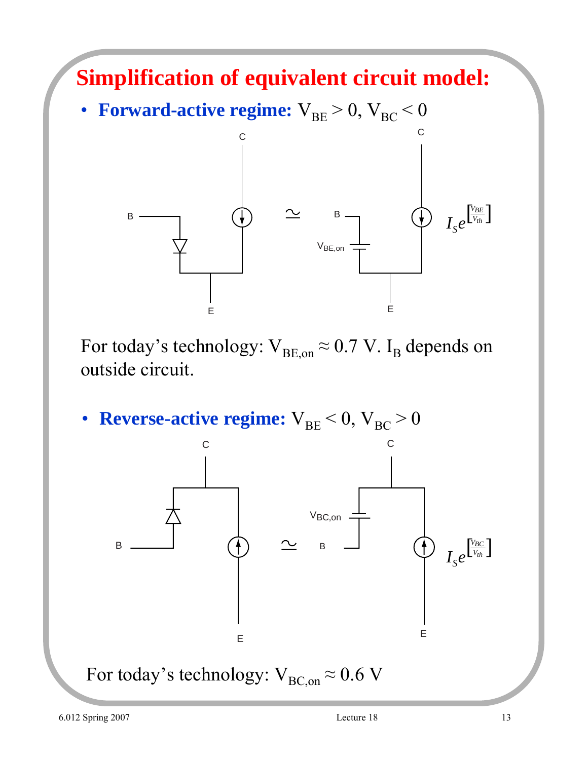# Simplification of equivalent circuit model:

- **Forward-active regime:** $V_{BE} > 0$, $V_{BC} < 0$

For today's technology: $V_{BE,on} \approx 0.7$ V. $I_B$ depends on outside circuit.

- **Reverse-active regime:** $V_{BE} < 0$, $V_{BC} > 0$

For today's technology: $V_{BC,on} \approx 0.6$ V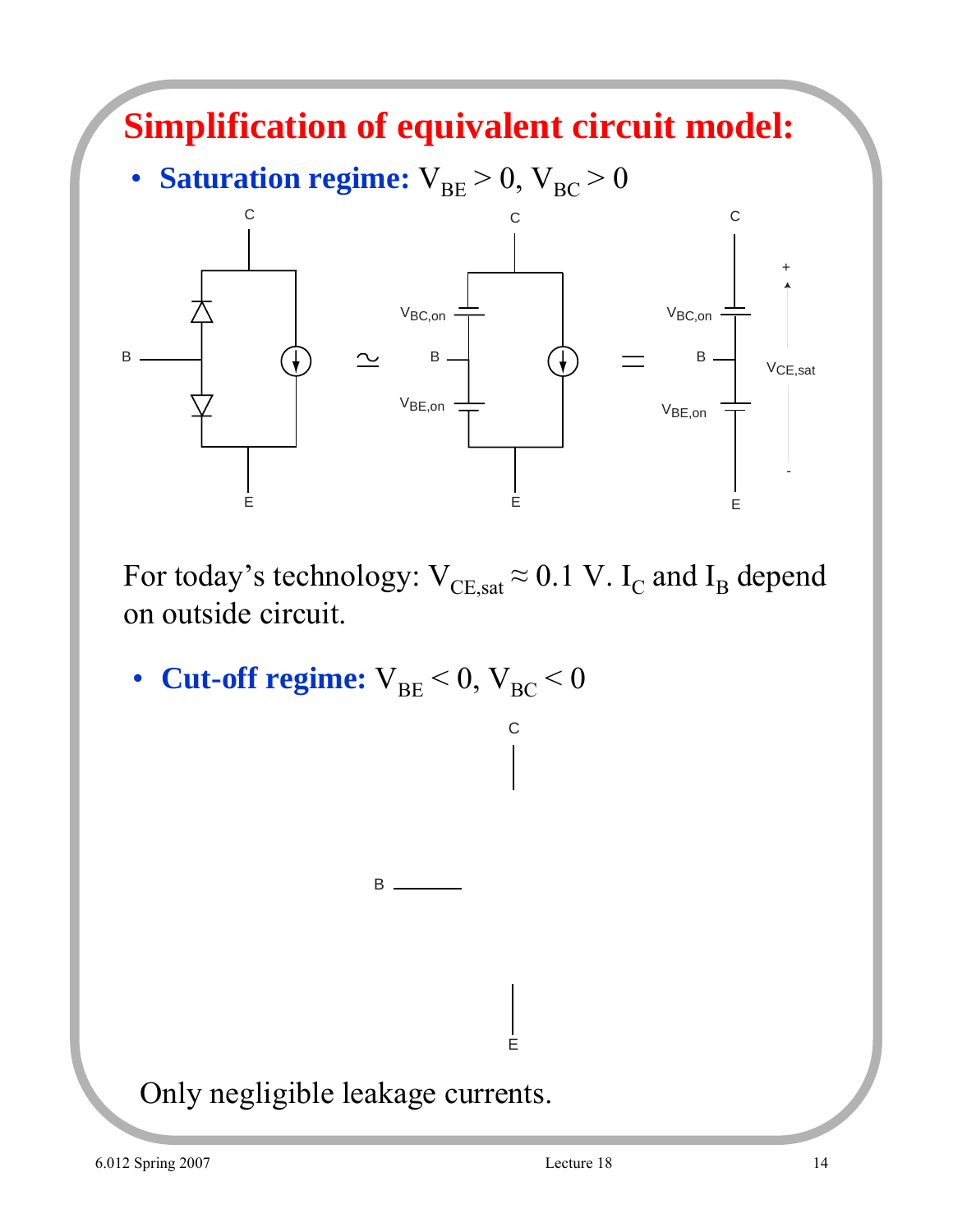# Simplification of equivalent circuit model:

- **Saturation regime:** $V_{BE} > 0$, $V_{BC} > 0$

For today's technology: $V_{CE,sat} \approx 0.1$ V. $I_C$ and $I_B$ depend on outside circuit.

- **Cut-off regime:** $V_{BE} < 0$, $V_{BC} < 0$

Only negligible leakage currents.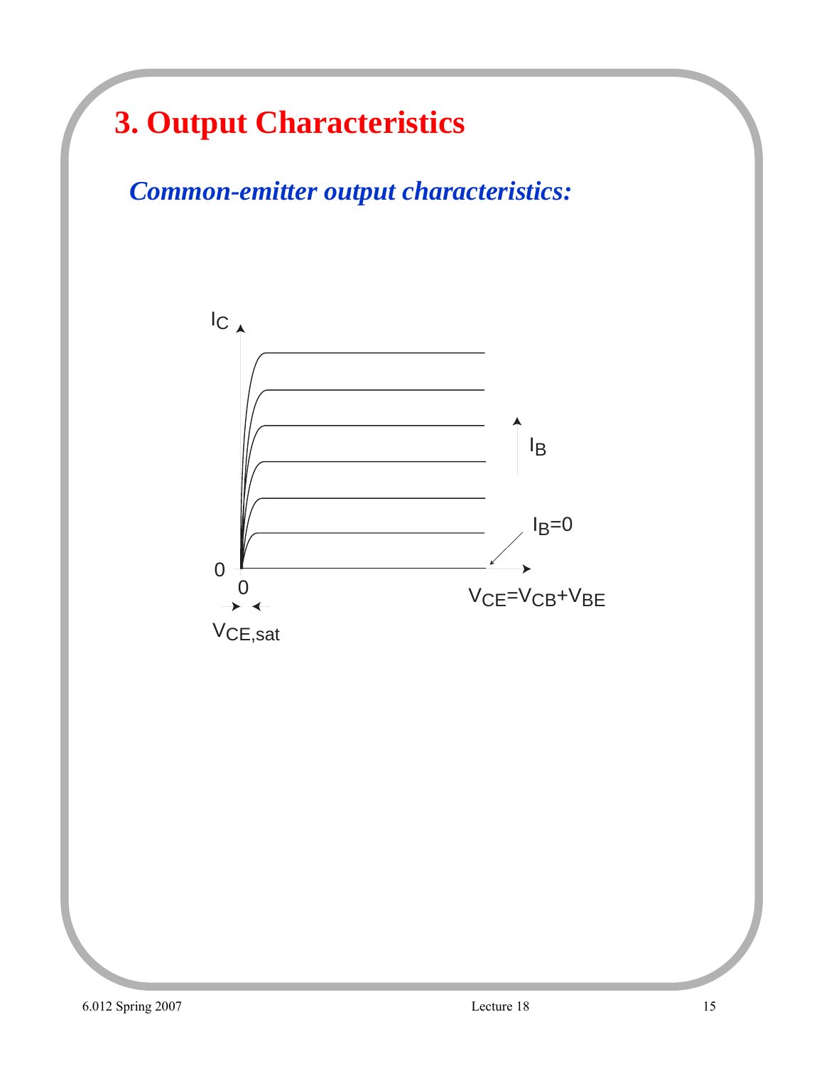# 3. Output Characteristics

## *Common-emitter output characteristics:*

$I_C$

$I_B$

$I_B$=0

0

0

$V_{CE}=V_{CB}+V_{BE}$

$V_{CE,sat}$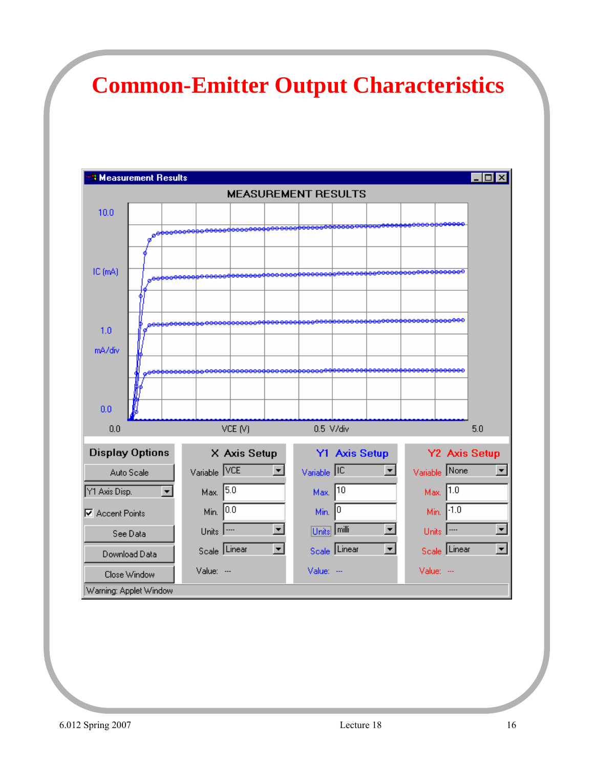# Common-Emitter Output Characteristics

MEASUREMENT RESULTS

10.0

IC (mA)

1.0

mA/div

0.0

0.0 VCE (V) 0.5 V/div 5.0

| Display Options | X Axis Setup | | Y1 Axis Setup | | Y2 Axis Setup | |
|---|---|---|---|---|---|---|
| Auto Scale | Variable | VCE | Variable | IC | Variable | None |
| Y1 Axis Disp. | Max. | 5.0 | Max. | 10 | Max. | 1.0 |
| Accent Points | Min. | 0.0 | Min. | 0 | Min. | -1.0 |
| See Data | Units | ---- | Units | milli | Units | ---- |
| Download Data | Scale | Linear | Scale | Linear | Scale | Linear |
| Close Window | Value: | --- | Value: | --- | Value: | --- |

Warning: Applet Window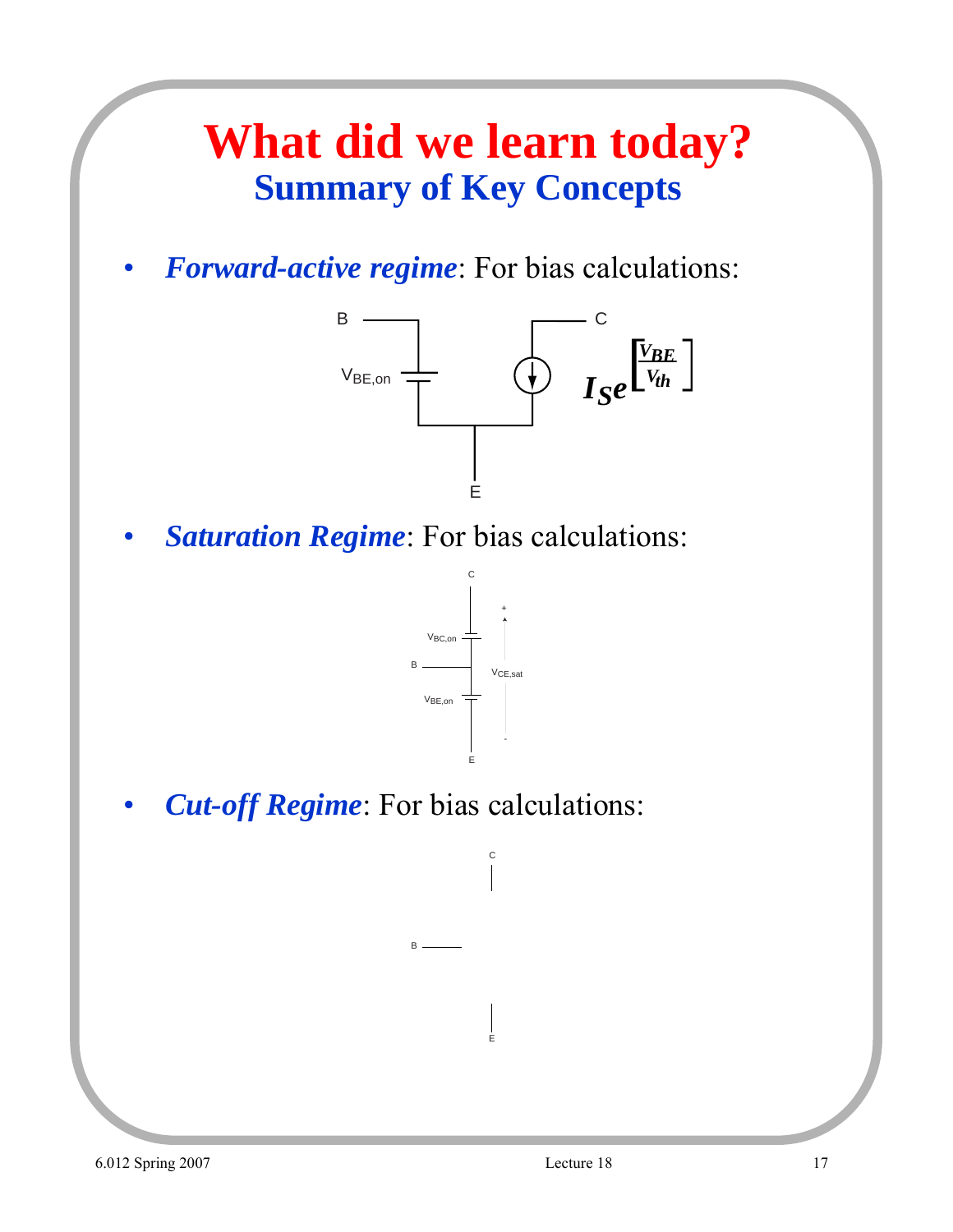# What did we learn today?

## Summary of Key Concepts

- ***Forward-active regime***: For bias calculations:

B

C

$V_{BE,on}$

$I_S e^{\left[\frac{V_{BE}}{V_{th}}\right]}$

E

- ***Saturation Regime***: For bias calculations:

C

+

$V_{BC,on}$

B

$V_{CE,sat}$

$V_{BE,on}$

-

E

- ***Cut-off Regime***: For bias calculations:

C

B

E